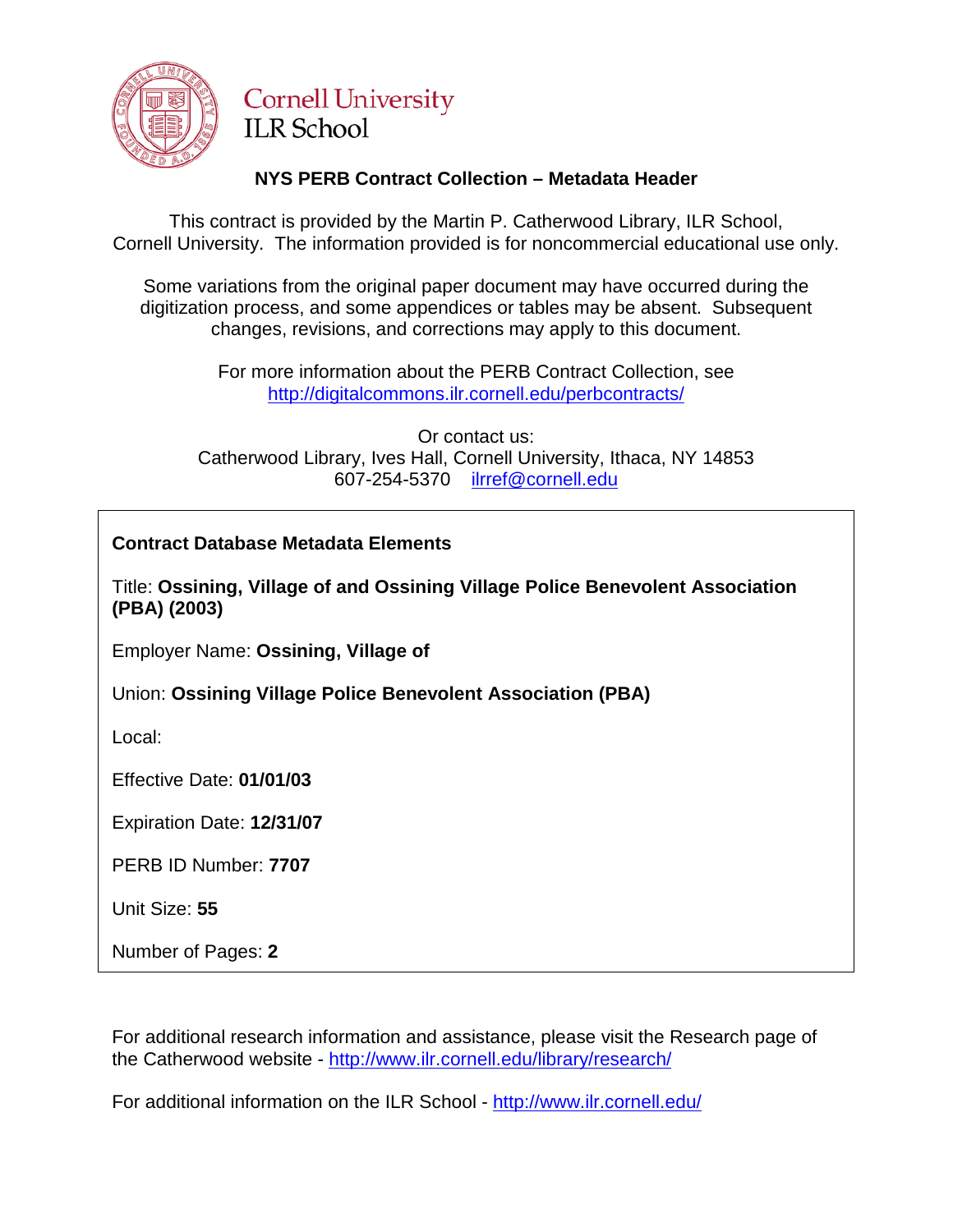Cornell University
ILR School

## NYS PERB Contract Collection – Metadata Header

This contract is provided by the Martin P. Catherwood Library, ILR School, Cornell University. The information provided is for noncommercial educational use only.

Some variations from the original paper document may have occurred during the digitization process, and some appendices or tables may be absent. Subsequent changes, revisions, and corrections may apply to this document.

For more information about the PERB Contract Collection, see http://digitalcommons.ilr.cornell.edu/perbcontracts/

Or contact us:
Catherwood Library, Ives Hall, Cornell University, Ithaca, NY 14853
607-254-5370 ilrref@cornell.edu

**Contract Database Metadata Elements**

Title: **Ossining, Village of and Ossining Village Police Benevolent Association (PBA) (2003)**

Employer Name: **Ossining, Village of**

Union: **Ossining Village Police Benevolent Association (PBA)**

Local:

Effective Date: **01/01/03**

Expiration Date: **12/31/07**

PERB ID Number: **7707**

Unit Size: **55**

Number of Pages: **2**

For additional research information and assistance, please visit the Research page of the Catherwood website - http://www.ilr.cornell.edu/library/research/

For additional information on the ILR School - http://www.ilr.cornell.edu/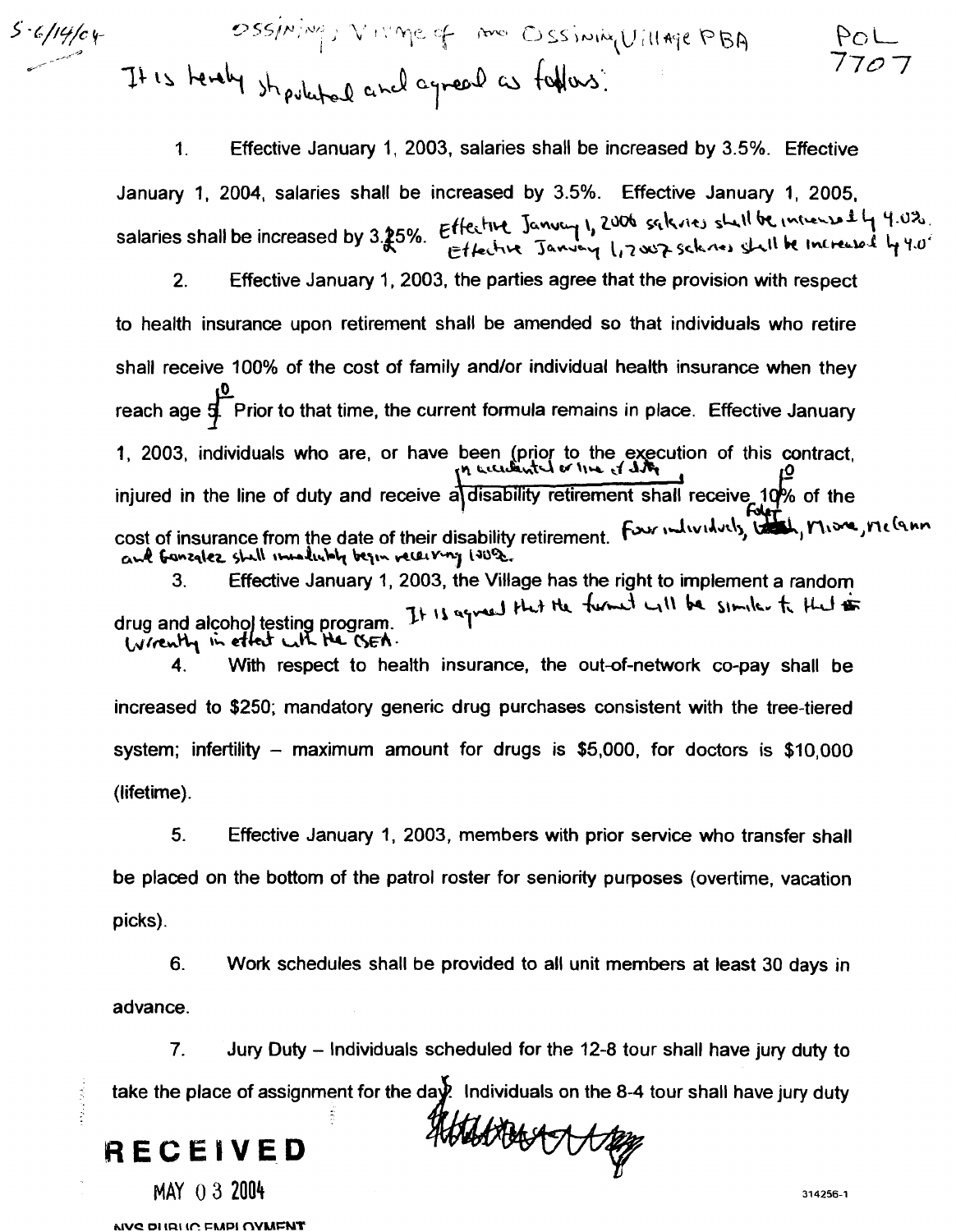5-6/14/04

Ossining, Village of and Ossining Village PBA

POL 7707

It is hereby stipulated and agreed as follows:

1. Effective January 1, 2003, salaries shall be increased by 3.5%. Effective January 1, 2004, salaries shall be increased by 3.5%. Effective January 1, 2005, salaries shall be increased by 3.25%. Effective January 1, 2006 salaries shall be increased by 4.0%. Effective January 1, 2007 salaries shall be increased by 4.0%

2. Effective January 1, 2003, the parties agree that the provision with respect to health insurance upon retirement shall be amended so that individuals who retire shall receive 100% of the cost of family and/or individual health insurance when they reach age 50. Prior to that time, the current formula remains in place. Effective January 1, 2003, individuals who are, or have been (prior to the execution of this contract, injured in the line of duty and receive an accidental or line of duty disability retirement shall receive 100% of the cost of insurance from the date of their disability retirement. Four individuals, Foley, Moore, McCann and Gonzalez shall immediately begin receiving 100%.

3. Effective January 1, 2003, the Village has the right to implement a random drug and alcohol testing program. It is agreed that the format will be similar to that currently in effect with the CSEA.

4. With respect to health insurance, the out-of-network co-pay shall be increased to $250; mandatory generic drug purchases consistent with the tree-tiered system; infertility – maximum amount for drugs is $5,000, for doctors is $10,000 (lifetime).

5. Effective January 1, 2003, members with prior service who transfer shall be placed on the bottom of the patrol roster for seniority purposes (overtime, vacation picks).

6. Work schedules shall be provided to all unit members at least 30 days in advance.

7. Jury Duty – Individuals scheduled for the 12-8 tour shall have jury duty to take the place of assignment for the day. Individuals on the 8-4 tour shall have jury duty

RECEIVED
MAY 03 2004
NYS PUBLIC EMPLOYMENT

314256-1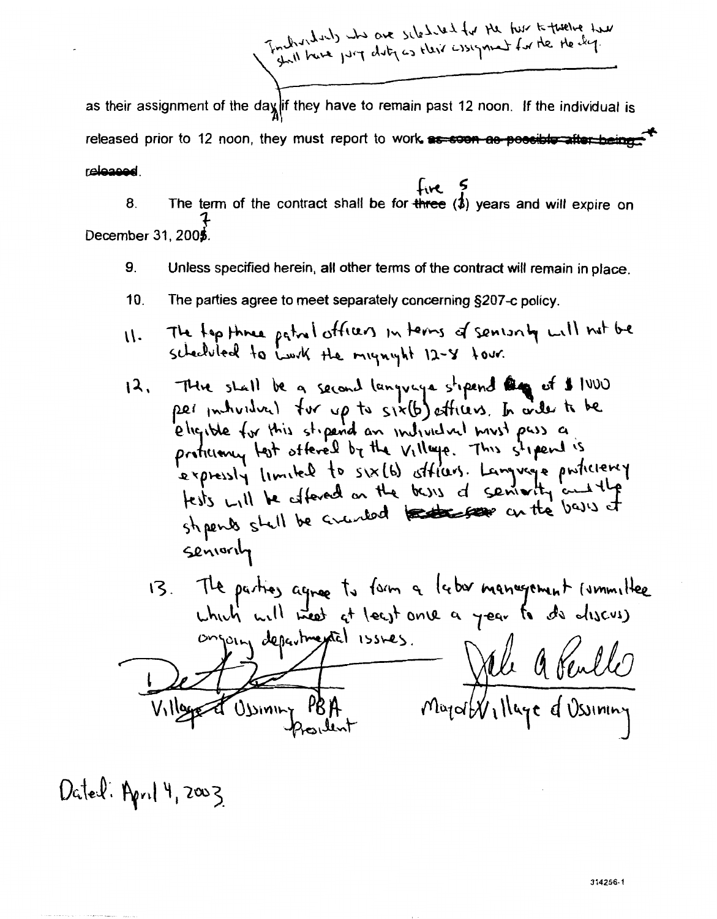Individuals who are scheduled for the four to twelve tour shall have jury duty as their assignment for the the day.

as their assignment of the day if they have to remain past 12 noon. If the individual is released prior to 12 noon, they must report to work. ~~as soon as possible after being released~~.

8. The term of the contract shall be for ~~three~~ five (5) years and will expire on December 31, 2007.

9. Unless specified herein, all other terms of the contract will remain in place.

10. The parties agree to meet separately concerning §207-c policy.

11. The top three patrol officers in terms of seniority will not be scheduled to work the midnight 12-8 tour.

12. There shall be a second language stipend of $1000 per individual for up to six (6) officers. In order to be eligible for this stipend an individual must pass a proficiency test offered by the Village. This stipend is expressly limited to six (6) officers. Language proficiency tests will be offered on the basis of seniority and the stipends shall be awarded on the basis of seniority

13. The parties agree to form a labor management committee which will meet at least once a year to do discuss ongoing departmental issues.

Village of Ossining PBA President

Mayor Village of Ossining

Dated: April 4, 2003

314256-1